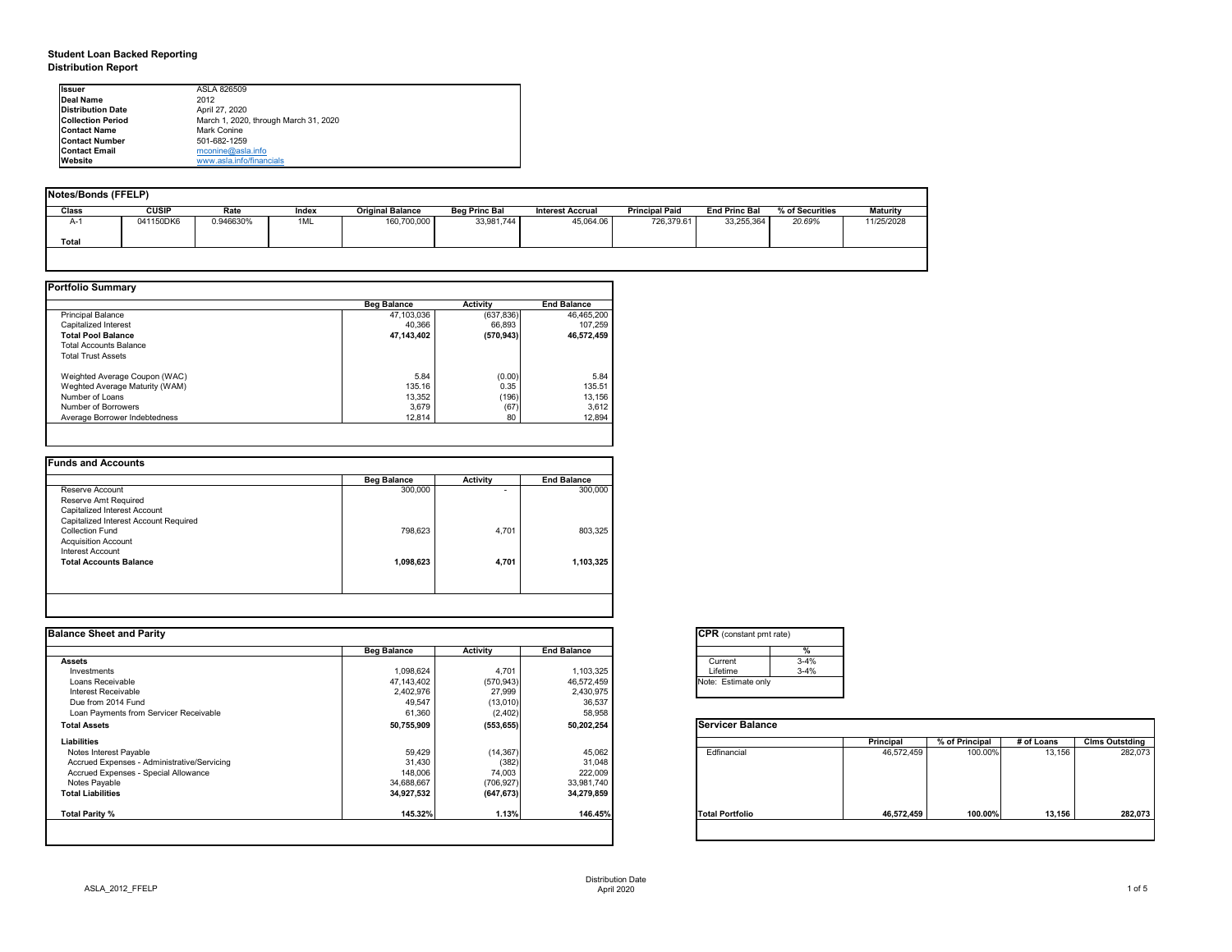# Student Loan Backed Reporting

## Distribution Report

| | |
|---|---|
| **Issuer** | ASLA 826509 |
| **Deal Name** | 2012 |
| **Distribution Date** | April 27, 2020 |
| **Collection Period** | March 1, 2020, through March 31, 2020 |
| **Contact Name** | Mark Conine |
| **Contact Number** | 501-682-1259 |
| **Contact Email** | mconine@asla.info |
| **Website** | www.asla.info/financials |

### Notes/Bonds (FFELP)

| Class | CUSIP | Rate | Index | Original Balance | Beg Princ Bal | Interest Accrual | Principal Paid | End Princ Bal | % of Securities | Maturity |
|---|---|---|---|---|---|---|---|---|---|---|
| A-1 | 041150DK6 | 0.946630% | 1ML | 160,700,000 | 33,981,744 | 45,064.06 | 726,379.61 | 33,255,364 | *20.69%* | 11/25/2028 |
| **Total** | | | | | | | | | | |

### Portfolio Summary

| | Beg Balance | Activity | End Balance |
|---|---|---|---|
| Principal Balance | 47,103,036 | (637,836) | 46,465,200 |
| Capitalized Interest | 40,366 | 66,893 | 107,259 |
| **Total Pool Balance** | **47,143,402** | **(570,943)** | **46,572,459** |
| Total Accounts Balance | | | |
| Total Trust Assets | | | |
| | | | |
| Weghted Average Coupon (WAC) | 5.84 | (0.00) | 5.84 |
| Weghted Average Maturity (WAM) | 135.16 | 0.35 | 135.51 |
| Number of Loans | 13,352 | (196) | 13,156 |
| Number of Borrowers | 3,679 | (67) | 3,612 |
| Average Borrower Indebtedness | 12,814 | 80 | 12,894 |

### Funds and Accounts

| | Beg Balance | Activity | End Balance |
|---|---|---|---|
| Reserve Account | 300,000 | - | 300,000 |
| Reserve Amt Required | | | |
| Capitalized Interest Account | | | |
| Capitalized Interest Account Required | | | |
| Collection Fund | 798,623 | 4,701 | 803,325 |
| Acquisition Account | | | |
| Interest Account | | | |
| **Total Accounts Balance** | **1,098,623** | **4,701** | **1,103,325** |

### Balance Sheet and Parity

| | Beg Balance | Activity | End Balance |
|---|---|---|---|
| **Assets** | | | |
| Investments | 1,098,624 | 4,701 | 1,103,325 |
| Loans Receivable | 47,143,402 | (570,943) | 46,572,459 |
| Interest Receivable | 2,402,976 | 27,999 | 2,430,975 |
| Due from 2014 Fund | 49,547 | (13,010) | 36,537 |
| Loan Payments from Servicer Receivable | 61,360 | (2,402) | 58,958 |
| **Total Assets** | **50,755,909** | **(553,655)** | **50,202,254** |
| **Liabilities** | | | |
| Notes Interest Payable | 59,429 | (14,367) | 45,062 |
| Accrued Expenses - Administrative/Servicing | 31,430 | (382) | 31,048 |
| Accrued Expenses - Special Allowance | 148,006 | 74,003 | 222,009 |
| Notes Payable | 34,688,667 | (706,927) | 33,981,740 |
| **Total Liabilities** | **34,927,532** | **(647,673)** | **34,279,859** |
| | | | |
| **Total Parity %** | **145.32%** | **1.13%** | **146.45%** |

### CPR (constant pmt rate)

| | % |
|---|---|
| Current | 3-4% |
| Lifetime | 3-4% |

Note: Estimate only

### Servicer Balance

| | Principal | % of Principal | # of Loans | Clms Outstding |
|---|---|---|---|---|
| Edfinancial | 46,572,459 | 100.00% | 13,156 | 282,073 |
| **Total Portfolio** | **46,572,459** | **100.00%** | **13,156** | **282,073** |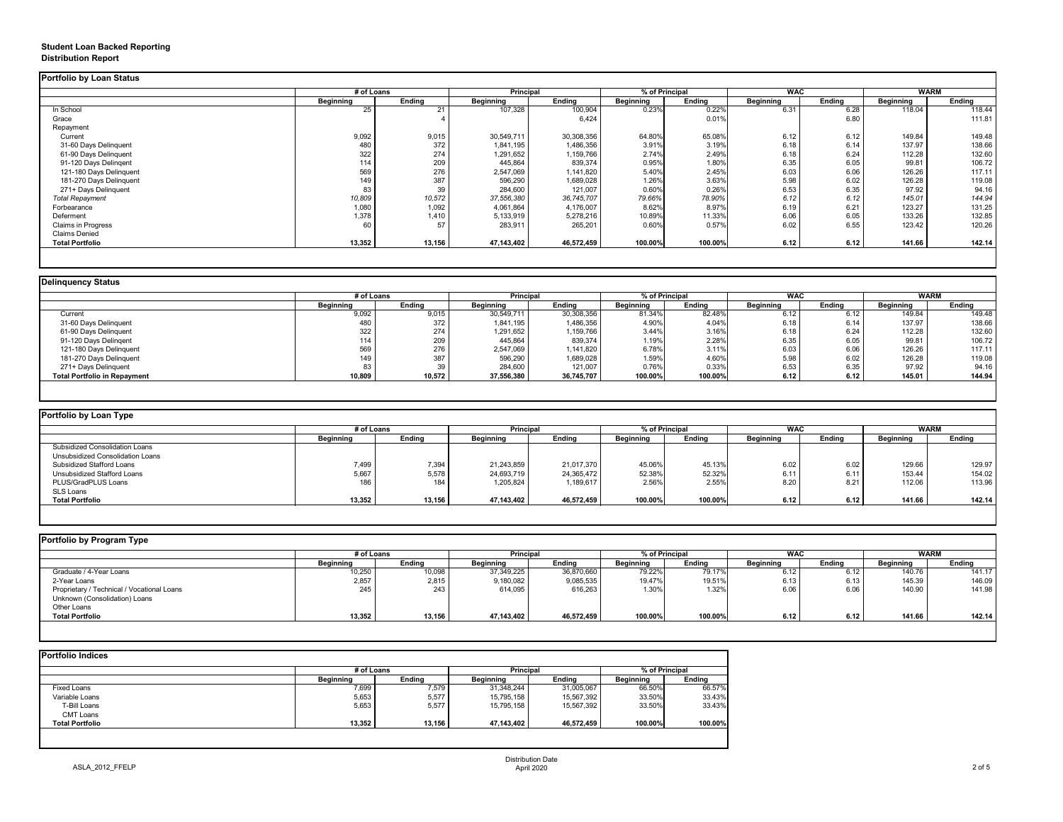**Student Loan Backed Reporting**
**Distribution Report**

**Portfolio by Loan Status**

| | # of Loans | | Principal | | % of Principal | | WAC | | WARM | |
|---|---|---|---|---|---|---|---|---|---|---|
| | Beginning | Ending | Beginning | Ending | Beginning | Ending | Beginning | Ending | Beginning | Ending |
| In School | 25 | 21 | 107,328 | 100,904 | 0.23% | 0.22% | 6.31 | 6.28 | 118.04 | 118.44 |
| Grace | | 4 | | 6,424 | | 0.01% | | 6.80 | | 111.81 |
| Repayment | | | | | | | | | | |
| Current | 9,092 | 9,015 | 30,549,711 | 30,308,356 | 64.80% | 65.08% | 6.12 | 6.12 | 149.84 | 149.48 |
| 31-60 Days Delinquent | 480 | 372 | 1,841,195 | 1,486,356 | 3.91% | 3.19% | 6.18 | 6.14 | 137.97 | 138.66 |
| 61-90 Days Delinquent | 322 | 274 | 1,291,652 | 1,159,766 | 2.74% | 2.49% | 6.18 | 6.24 | 112.28 | 132.60 |
| 91-120 Days Delingent | 114 | 209 | 445,864 | 839,374 | 0.95% | 1.80% | 6.35 | 6.05 | 99.81 | 106.72 |
| 121-180 Days Delinquent | 569 | 276 | 2,547,069 | 1,141,820 | 5.40% | 2.45% | 6.03 | 6.06 | 126.26 | 117.11 |
| 181-270 Days Delinquent | 149 | 387 | 596,290 | 1,689,028 | 1.26% | 3.63% | 5.98 | 6.02 | 126.28 | 119.08 |
| 271+ Days Delinquent | 83 | 39 | 284,600 | 121,007 | 0.60% | 0.26% | 6.53 | 6.35 | 97.92 | 94.16 |
| *Total Repayment* | *10,809* | *10,572* | *37,556,380* | *36,745,707* | *79.66%* | *78.90%* | *6.12* | *6.12* | *145.01* | *144.94* |
| Forbearance | 1,080 | 1,092 | 4,061,864 | 4,176,007 | 8.62% | 8.97% | 6.19 | 6.21 | 123.27 | 131.25 |
| Deferment | 1,378 | 1,410 | 5,133,919 | 5,278,216 | 10.89% | 11.33% | 6.06 | 6.05 | 133.26 | 132.85 |
| Claims in Progress | 60 | 57 | 283,911 | 265,201 | 0.60% | 0.57% | 6.02 | 6.55 | 123.42 | 120.26 |
| Claims Denied | | | | | | | | | | |
| **Total Portfolio** | **13,352** | **13,156** | **47,143,402** | **46,572,459** | **100.00%** | **100.00%** | **6.12** | **6.12** | **141.66** | **142.14** |

**Delinquency Status**

| | # of Loans | | Principal | | % of Principal | | WAC | | WARM | |
|---|---|---|---|---|---|---|---|---|---|---|
| | Beginning | Ending | Beginning | Ending | Beginning | Ending | Beginning | Ending | Beginning | Ending |
| Current | 9,092 | 9,015 | 30,549,711 | 30,308,356 | 81.34% | 82.48% | 6.12 | 6.12 | 149.84 | 149.48 |
| 31-60 Days Delinquent | 480 | 372 | 1,841,195 | 1,486,356 | 4.90% | 4.04% | 6.18 | 6.14 | 137.97 | 138.66 |
| 61-90 Days Delinquent | 322 | 274 | 1,291,652 | 1,159,766 | 3.44% | 3.16% | 6.18 | 6.24 | 112.28 | 132.60 |
| 91-120 Days Delingent | 114 | 209 | 445,864 | 839,374 | 1.19% | 2.28% | 6.35 | 6.05 | 99.81 | 106.72 |
| 121-180 Days Delinquent | 569 | 276 | 2,547,069 | 1,141,820 | 6.78% | 3.11% | 6.03 | 6.06 | 126.26 | 117.11 |
| 181-270 Days Delinquent | 149 | 387 | 596,290 | 1,689,028 | 1.59% | 4.60% | 5.98 | 6.02 | 126.28 | 119.08 |
| 271+ Days Delinquent | 83 | 39 | 284,600 | 121,007 | 0.76% | 0.33% | 6.53 | 6.35 | 97.92 | 94.16 |
| **Total Portfolio in Repayment** | **10,809** | **10,572** | **37,556,380** | **36,745,707** | **100.00%** | **100.00%** | **6.12** | **6.12** | **145.01** | **144.94** |

**Portfolio by Loan Type**

| | # of Loans | | Principal | | % of Principal | | WAC | | WARM | |
|---|---|---|---|---|---|---|---|---|---|---|
| | Beginning | Ending | Beginning | Ending | Beginning | Ending | Beginning | Ending | Beginning | Ending |
| Subsidized Consolidation Loans | | | | | | | | | | |
| Unsubsidized Consolidation Loans | | | | | | | | | | |
| Subsidized Stafford Loans | 7,499 | 7,394 | 21,243,859 | 21,017,370 | 45.06% | 45.13% | 6.02 | 6.02 | 129.66 | 129.97 |
| Unsubsidized Stafford Loans | 5,667 | 5,578 | 24,693,719 | 24,365,472 | 52.38% | 52.32% | 6.11 | 6.11 | 153.44 | 154.02 |
| PLUS/GradPLUS Loans | 186 | 184 | 1,205,824 | 1,189,617 | 2.56% | 2.55% | 8.20 | 8.21 | 112.06 | 113.96 |
| SLS Loans | | | | | | | | | | |
| **Total Portfolio** | **13,352** | **13,156** | **47,143,402** | **46,572,459** | **100.00%** | **100.00%** | **6.12** | **6.12** | **141.66** | **142.14** |

**Portfolio by Program Type**

| | # of Loans | | Principal | | % of Principal | | WAC | | WARM | |
|---|---|---|---|---|---|---|---|---|---|---|
| | Beginning | Ending | Beginning | Ending | Beginning | Ending | Beginning | Ending | Beginning | Ending |
| Graduate / 4-Year Loans | 10,250 | 10,098 | 37,349,225 | 36,870,660 | 79.22% | 79.17% | 6.12 | 6.12 | 140.76 | 141.17 |
| 2-Year Loans | 2,857 | 2,815 | 9,180,082 | 9,085,535 | 19.47% | 19.51% | 6.13 | 6.13 | 145.39 | 146.09 |
| Proprietary / Technical / Vocational Loans | 245 | 243 | 614,095 | 616,263 | 1.30% | 1.32% | 6.06 | 6.06 | 140.90 | 141.98 |
| Unknown (Consolidation) Loans | | | | | | | | | | |
| Other Loans | | | | | | | | | | |
| **Total Portfolio** | **13,352** | **13,156** | **47,143,402** | **46,572,459** | **100.00%** | **100.00%** | **6.12** | **6.12** | **141.66** | **142.14** |

**Portfolio Indices**

| | # of Loans | | Principal | | % of Principal | |
|---|---|---|---|---|---|---|
| | Beginning | Ending | Beginning | Ending | Beginning | Ending |
| Fixed Loans | 7,699 | 7,579 | 31,348,244 | 31,005,067 | 66.50% | 66.57% |
| Variable Loans | 5,653 | 5,577 | 15,795,158 | 15,567,392 | 33.50% | 33.43% |
| T-Bill Loans | 5,653 | 5,577 | 15,795,158 | 15,567,392 | 33.50% | 33.43% |
| CMT Loans | | | | | | |
| **Total Portfolio** | **13,352** | **13,156** | **47,143,402** | **46,572,459** | **100.00%** | **100.00%** |

ASLA_2012_FFELP

Distribution Date
April 2020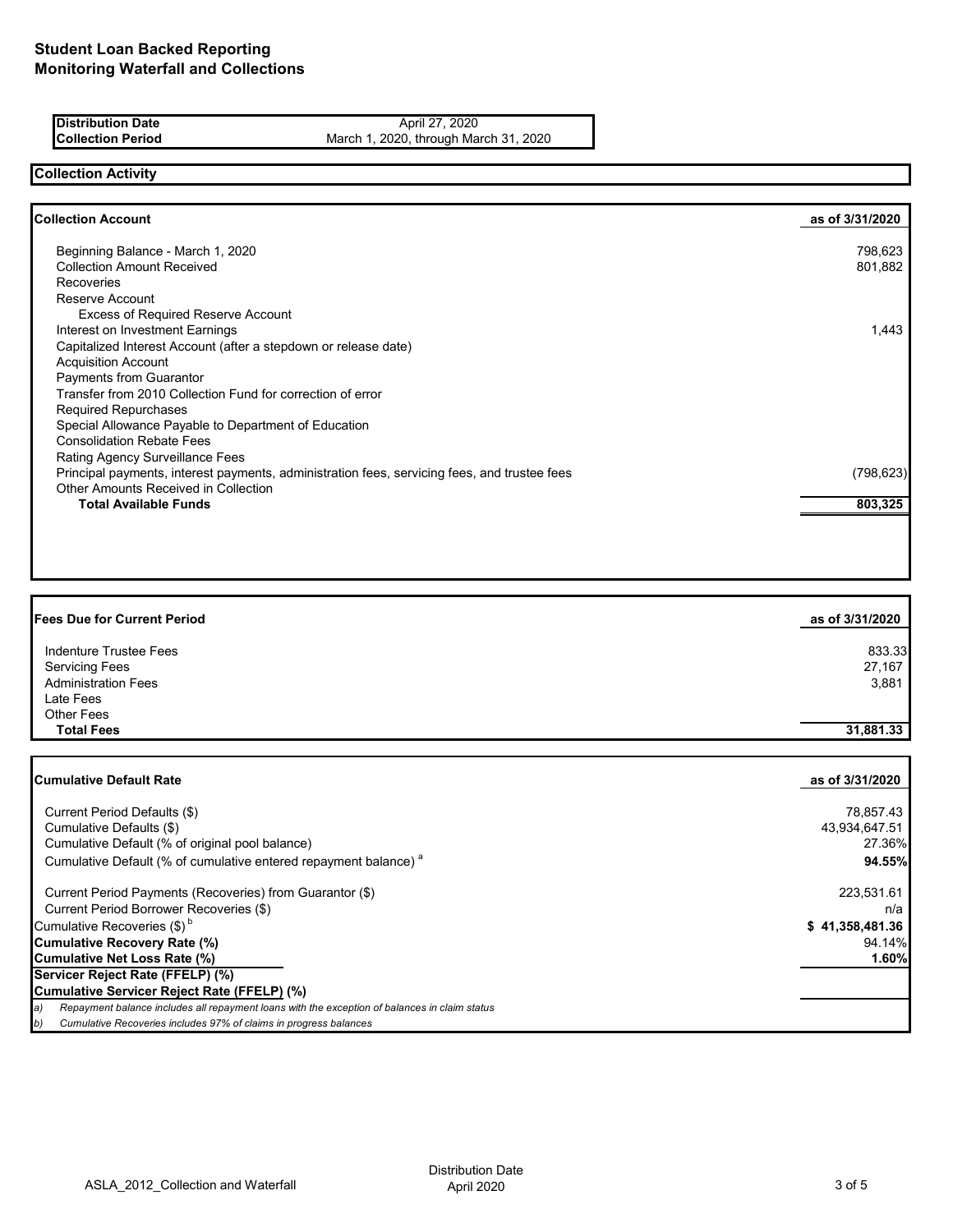# Student Loan Backed Reporting
# Monitoring Waterfall and Collections

| | |
|---|---|
| **Distribution Date** | April 27, 2020 |
| **Collection Period** | March 1, 2020, through March 31, 2020 |

## Collection Activity

| **Collection Account** | **as of 3/31/2020** |
|---|---:|
| Beginning Balance - March 1, 2020 | 798,623 |
| Collection Amount Received | 801,882 |
| Recoveries | |
| Reserve Account | |
| Excess of Required Reserve Account | |
| Interest on Investment Earnings | 1,443 |
| Capitalized Interest Account (after a stepdown or release date) | |
| Acquisition Account | |
| Payments from Guarantor | |
| Transfer from 2010 Collection Fund for correction of error | |
| Required Repurchases | |
| Special Allowance Payable to Department of Education | |
| Consolidation Rebate Fees | |
| Rating Agency Surveillance Fees | |
| Principal payments, interest payments, administration fees, servicing fees, and trustee fees | (798,623) |
| Other Amounts Received in Collection | |
| **Total Available Funds** | **803,325** |

| **Fees Due for Current Period** | **as of 3/31/2020** |
|---|---:|
| Indenture Trustee Fees | 833.33 |
| Servicing Fees | 27,167 |
| Administration Fees | 3,881 |
| Late Fees | |
| Other Fees | |
| **Total Fees** | **31,881.33** |

| **Cumulative Default Rate** | **as of 3/31/2020** |
|---|---:|
| Current Period Defaults ($) | 78,857.43 |
| Cumulative Defaults ($) | 43,934,647.51 |
| Cumulative Default (% of original pool balance) | 27.36% |
| Cumulative Default (% of cumulative entered repayment balance) [a] | **94.55%** |
| Current Period Payments (Recoveries) from Guarantor ($) | 223,531.61 |
| Current Period Borrower Recoveries ($) | n/a |
| Cumulative Recoveries ($) [b] | **$ 41,358,481.36** |
| **Cumulative Recovery Rate (%)** | 94.14% |
| **Cumulative Net Loss Rate (%)** | **1.60%** |
| **Servicer Reject Rate (FFELP) (%)** | |
| **Cumulative Servicer Reject Rate (FFELP) (%)** | |

*a) Repayment balance includes all repayment loans with the exception of balances in claim status*

*b) Cumulative Recoveries includes 97% of claims in progress balances*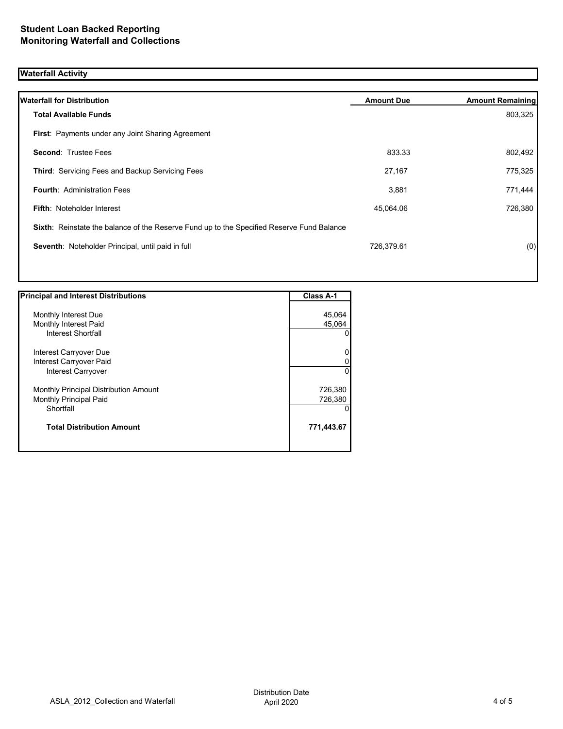**Student Loan Backed Reporting**
**Monitoring Waterfall and Collections**

## Waterfall Activity

| Waterfall for Distribution | Amount Due | Amount Remaining |
|---|---|---|
| **Total Available Funds** | | 803,325 |
| **First**: Payments under any Joint Sharing Agreement | | |
| **Second**: Trustee Fees | 833.33 | 802,492 |
| **Third**: Servicing Fees and Backup Servicing Fees | 27,167 | 775,325 |
| **Fourth**: Administration Fees | 3,881 | 771,444 |
| **Fifth**: Noteholder Interest | 45,064.06 | 726,380 |
| **Sixth**: Reinstate the balance of the Reserve Fund up to the Specified Reserve Fund Balance | | |
| **Seventh**: Noteholder Principal, until paid in full | 726,379.61 | (0) |

| Principal and Interest Distributions | Class A-1 |
|---|---|
| Monthly Interest Due | 45,064 |
| Monthly Interest Paid | 45,064 |
| Interest Shortfall | 0 |
| Interest Carryover Due | 0 |
| Interest Carryover Paid | 0 |
| Interest Carryover | 0 |
| Monthly Principal Distribution Amount | 726,380 |
| Monthly Principal Paid | 726,380 |
| Shortfall | 0 |
| **Total Distribution Amount** | **771,443.67** |

ASLA_2012_Collection and Waterfall

Distribution Date April 2020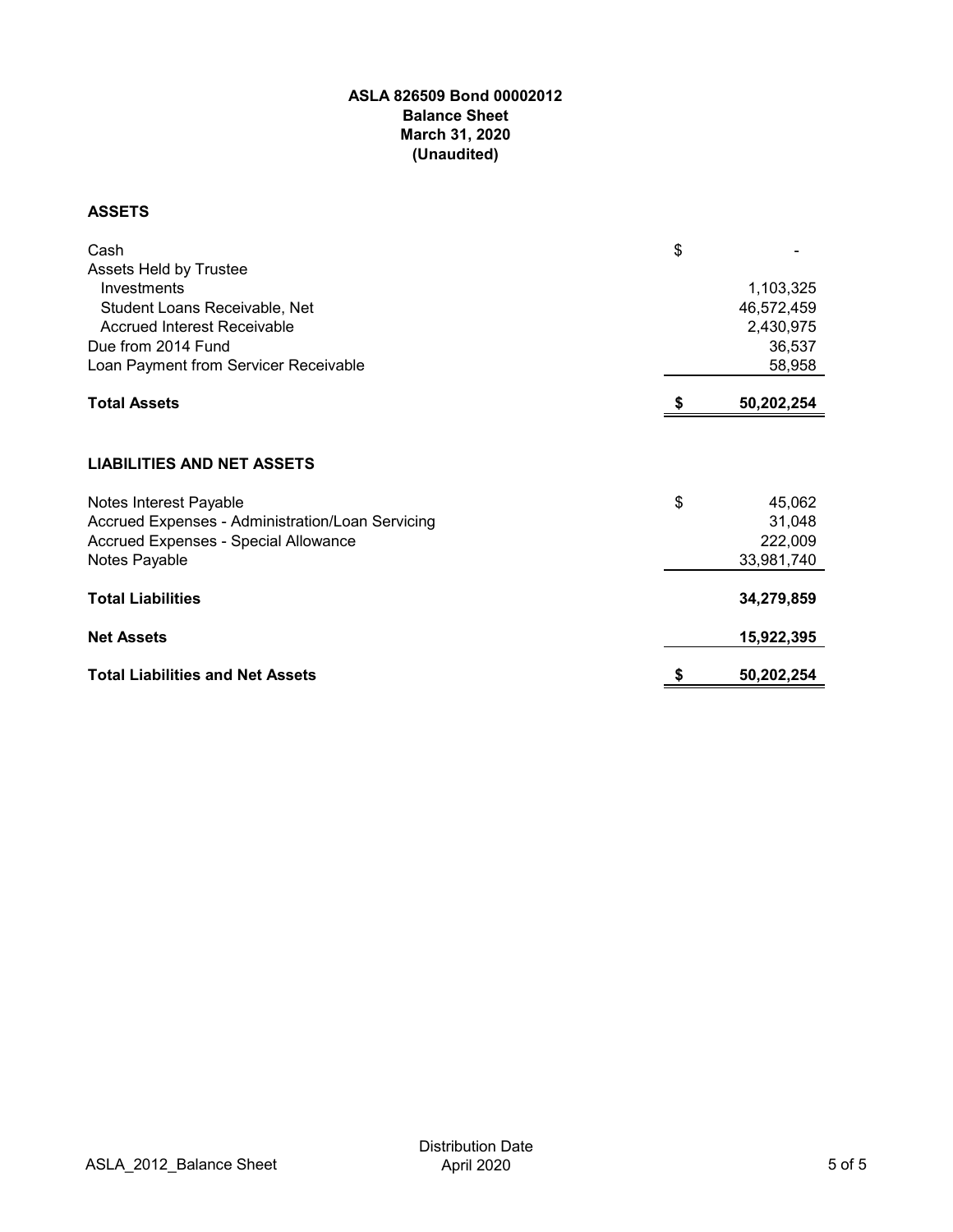**ASLA 826509 Bond 00002012**
**Balance Sheet**
**March 31, 2020**
**(Unaudited)**

**ASSETS**

| | | |
|---|---|---|
| Cash | $ | - |
| Assets Held by Trustee | | |
| Investments | | 1,103,325 |
| Student Loans Receivable, Net | | 46,572,459 |
| Accrued Interest Receivable | | 2,430,975 |
| Due from 2014 Fund | | 36,537 |
| Loan Payment from Servicer Receivable | | 58,958 |
| **Total Assets** | **$** | **50,202,254** |

**LIABILITIES AND NET ASSETS**

| | | |
|---|---|---|
| Notes Interest Payable | $ | 45,062 |
| Accrued Expenses - Administration/Loan Servicing | | 31,048 |
| Accrued Expenses - Special Allowance | | 222,009 |
| Notes Payable | | 33,981,740 |
| **Total Liabilities** | | **34,279,859** |
| **Net Assets** | | **15,922,395** |
| **Total Liabilities and Net Assets** | **$** | **50,202,254** |

ASLA_2012_Balance Sheet

Distribution Date
April 2020